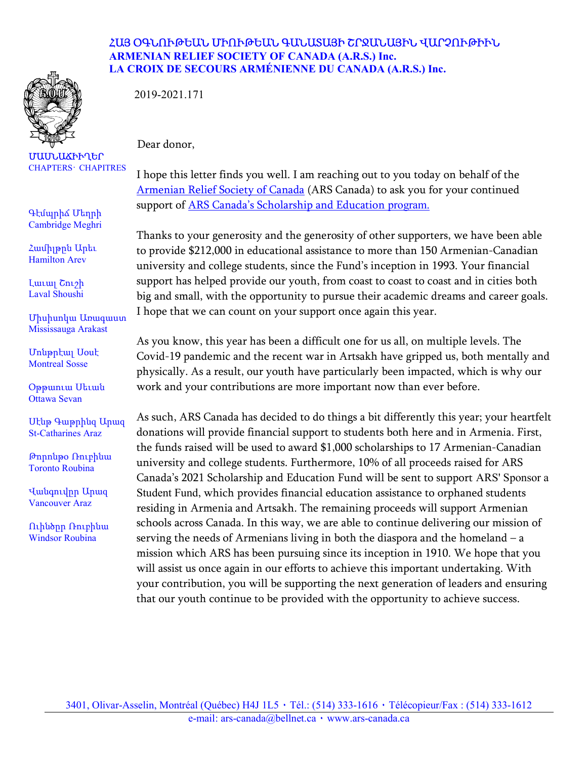**ՀԱՅ ՕԳՆՈՒԹԵԱՆ ՄԻՈՒԹԵԱՆ ԳԱՆԱՏԱՅԻ ՇՐՋԱՆԱՅԻՆ ՎԱՐՉՈՒԹԻՒՆ**
**ARMENIAN RELIEF SOCIETY OF CANADA (A.R.S.) Inc.**
**LA CROIX DE SECOURS ARMÉNIENNE DU CANADA (A.R.S.) Inc.**

ՄԱՄՆԱՃԻՒՂԵՐ
CHAPTERS· CHAPITRES

Գէմպրիճ Մեղրի
Cambridge Meghri

Համիլթըն Արեւ
Hamilton Arev

Լաւալ Շուշի
Laval Shoushi

Միսիսոկա Արարատ
Mississauga Arakast

Մոնթրէալ Սօսէ
Montreal Sosse

Օթթաուա Սեւան
Ottawa Sevan

Սէնթ Գաթրինզ Արազ
St-Catharines Araz

Թորոնթօ Ռուբինա
Toronto Roubina

Վանգուվըր Արազ
Vancouver Araz

Ուինձըր Ռուբինա
Windsor Roubina

2019-2021.171

Dear donor,

I hope this letter finds you well. I am reaching out to you today on behalf of the Armenian Relief Society of Canada (ARS Canada) to ask you for your continued support of ARS Canada's Scholarship and Education program.

Thanks to your generosity and the generosity of other supporters, we have been able to provide $212,000 in educational assistance to more than 150 Armenian-Canadian university and college students, since the Fund's inception in 1993. Your financial support has helped provide our youth, from coast to coast to coast and in cities both big and small, with the opportunity to pursue their academic dreams and career goals. I hope that we can count on your support once again this year.

As you know, this year has been a difficult one for us all, on multiple levels. The Covid-19 pandemic and the recent war in Artsakh have gripped us, both mentally and physically. As a result, our youth have particularly been impacted, which is why our work and your contributions are more important now than ever before.

As such, ARS Canada has decided to do things a bit differently this year; your heartfelt donations will provide financial support to students both here and in Armenia. First, the funds raised will be used to award $1,000 scholarships to 17 Armenian-Canadian university and college students. Furthermore, 10% of all proceeds raised for ARS Canada's 2021 Scholarship and Education Fund will be sent to support ARS' Sponsor a Student Fund, which provides financial education assistance to orphaned students residing in Armenia and Artsakh. The remaining proceeds will support Armenian schools across Canada. In this way, we are able to continue delivering our mission of serving the needs of Armenians living in both the diaspora and the homeland – a mission which ARS has been pursuing since its inception in 1910. We hope that you will assist us once again in our efforts to achieve this important undertaking. With your contribution, you will be supporting the next generation of leaders and ensuring that our youth continue to be provided with the opportunity to achieve success.

3401, Olivar-Asselin, Montréal (Québec) H4J 1L5 • Tél.: (514) 333-1616 • Télécopieur/Fax : (514) 333-1612
e-mail: ars-canada@bellnet.ca • www.ars-canada.ca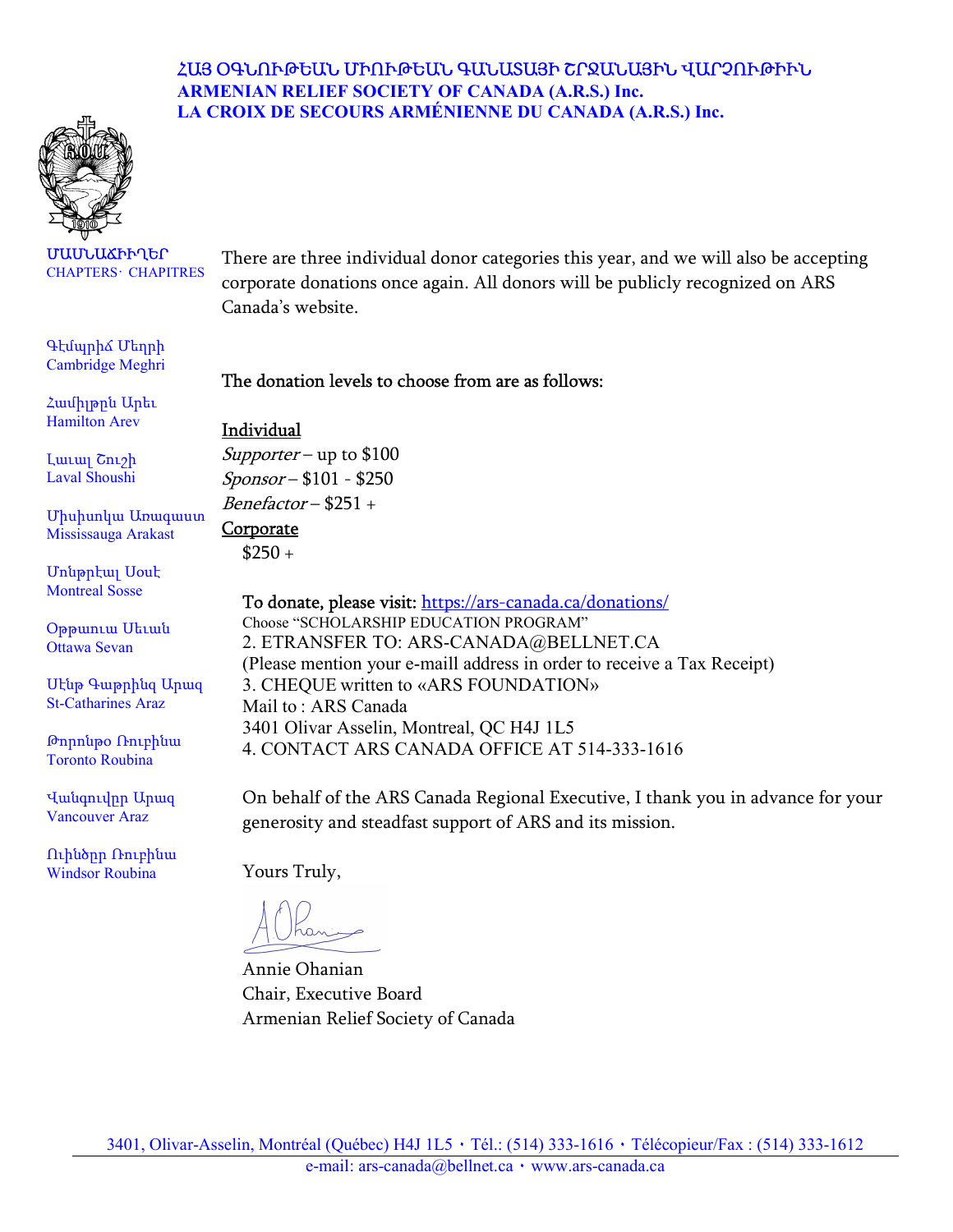ՀԱՅ ՕԳՆՈՒԹԵԱՆ ՄԻՈՒԹԵԱՆ ԳԱՆԱՏԱՅԻ ՇՐՋԱՆԱՅԻՆ ՎԱՐՉՈՒԹԻՒՆ
**ARMENIAN RELIEF SOCIETY OF CANADA (A.R.S.) Inc.**
**LA CROIX DE SECOURS ARMÉNIENNE DU CANADA (A.R.S.) Inc.**

ՄԱՄՆԱՃԻՒՂԵՐ
CHAPTERS· CHAPITRES

Գէմպրիճ Մեղրի
Cambridge Meghri

Համիլթըն Արեւ
Hamilton Arev

Լաւալ Շուշի
Laval Shoushi

Միսիսոկա Առագաստ
Mississauga Arakast

Մոնթրէալ Սօսէ
Montreal Sosse

Օթթաուա Սեւան
Ottawa Sevan

Սէնթ Գաթրինզ Արազ
St-Catharines Araz

Թորոնթօ Ռուբինա
Toronto Roubina

Վանգուվըր Արազ
Vancouver Araz

Ուինձըր Ռուբինա
Windsor Roubina

There are three individual donor categories this year, and we will also be accepting corporate donations once again. All donors will be publicly recognized on ARS Canada's website.

The donation levels to choose from are as follows:

<u>Individual</u>
*Supporter* – up to $100
*Sponsor* – $101 - $250
*Benefactor* – $251 +
<u>Corporate</u>
$250 +

To donate, please visit: https://ars-canada.ca/donations/
Choose "SCHOLARSHIP EDUCATION PROGRAM"
2. ETRANSFER TO: ARS-CANADA@BELLNET.CA
(Please mention your e-maill address in order to receive a Tax Receipt)
3. CHEQUE written to «ARS FOUNDATION»
Mail to : ARS Canada
3401 Olivar Asselin, Montreal, QC H4J 1L5
4. CONTACT ARS CANADA OFFICE AT 514-333-1616

On behalf of the ARS Canada Regional Executive, I thank you in advance for your generosity and steadfast support of ARS and its mission.

Yours Truly,

Annie Ohanian
Chair, Executive Board
Armenian Relief Society of Canada

3401, Olivar-Asselin, Montréal (Québec) H4J 1L5 • Tél.: (514) 333-1616 • Télécopieur/Fax : (514) 333-1612
e-mail: ars-canada@bellnet.ca • www.ars-canada.ca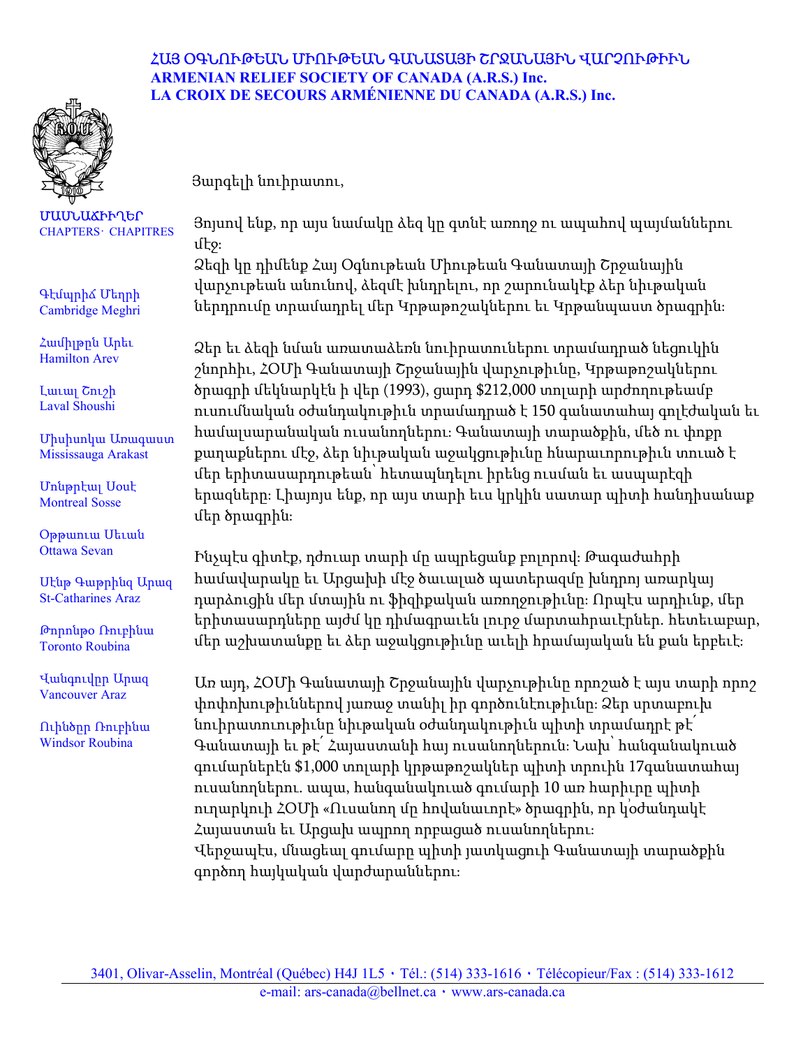**ՀԱՅ ՕԳՆՈՒԹԵԱՆ ՄԻՈՒԹԵԱՆ ԳԱՆԱՏԱՅԻ ՇՐՋԱՆԱՅԻՆ ՎԱՐՉՈՒԹԻՒՆ**
**ARMENIAN RELIEF SOCIETY OF CANADA (A.R.S.) Inc.**
**LA CROIX DE SECOURS ARMÉNIENNE DU CANADA (A.R.S.) Inc.**

ՄԱՍՆԱՃԻՒՂԵՐ
CHAPTERS · CHAPITRES

Գէմպրիճ Մեղրի
Cambridge Meghri

Համիլթըն Արեւ
Hamilton Arev

Լաւալ Շուշի
Laval Shoushi

Միսիսոկա Արաքատ
Mississauga Arakat

Մոնթրէալ Սօսէ
Montreal Sosse

Օթթաուա Սեւան
Ottawa Sevan

Սէնթ Գաթրինզ Արազ
St-Catharines Araz

Թորոնթօ Ռուբինա
Toronto Roubina

Վանգուվըր Արազ
Vancouver Araz

Ուինձըր Ռուբինա
Windsor Roubina

Յարգելի նուիրատու,

Յոյսով ենք, որ այս նամակը ձեզ կը գտնէ առողջ ու ապահով պայմաններու մէջ։
Ձեզի կը դիմենք Հայ Օգնութեան Միութեան Գանատայի Շրջանային վարչութեան անունով, ձեզմէ խնդրելու, որ շարունակէք ձեր նիւթական ներդրումը տրամադրել մեր Կրթաթոշակներու եւ Կրթանպաստ ծրագրին։

Ձեր եւ ձեզի նման առատաձեռն նուիրատուներու տրամադրած նեցուկին շնորհիւ, ՀՕՄի Գանատայի Շրջանային վարչութիւնը, Կրթաթոշակներու ծրագրի մեկնարկէն ի վեր (1993), ցարդ $212,000 տոլարի արժողութեամբ ուսումնական օժանդակութիւն տրամադրած է 150 գանատահայ գոլէժական եւ համալսարանական ուսանողներու։ Գանատայի տարածքին, մեծ ու փոքր քաղաքներու մէջ, ձեր նիւթական աջակցութիւնը հնարաւորութիւն տուած է մեր երիտասարդութեան՝ հետապնդելու իրենց ուսման եւ ասպարէզի երազները։ Լիայոյս ենք, որ այս տարի եւս կրկին սատար պիտի հանդիսանաք մեր ծրագրին։

Ինչպէս գիտէք, դժուար տարի մը ապրեցանք բոլորով։ Թագաժահրի համավարակը եւ Արցախի մէջ ծաւալած պատերազմը խնդրոյ առարկայ դարձուցին մեր մտային ու ֆիզիքական առողջութիւնը։ Որպէս արդիւնք, մեր երիտասարդները այժմ կը դիմագրաւեն լուրջ մարտահրաւէրներ. հետեւաբար, մեր աշխատանքը եւ ձեր աջակցութիւնը աւելի հրամայական են քան երբեւէ։

Առ այդ, ՀՕՄի Գանատայի Շրջանային վարչութիւնը որոշած է այս տարի որոշ փոփոխութիւններով յառաջ տանիլ իր գործունէութիւնը։ Ձեր սրտաբուխ նուիրատուութիւնը նիւթական օժանդակութիւն պիտի տրամադրէ թէ՛ Գանատայի եւ թէ՛ Հայաստանի հայ ուսանողներուն։ Նախ՝ հանգանակուած գումարներէն $1,000 տոլարի կրթաթոշակներ պիտի տրուին 17գանատահայ ուսանողներու. ապա, հանգանակուած գումարի 10 առ հարիւրը պիտի ուղարկուի ՀՕՄի «Ուսանող մը հովանաւորէ» ծրագրին, որ կ՚օժանդակէ Հայաստան եւ Արցախ ապրող որբացած ուսանողներու։
Վերջապէս, մնացեալ գումարը պիտի յատկացուի Գանատայի տարածքին գործող հայկական վարժարաններու։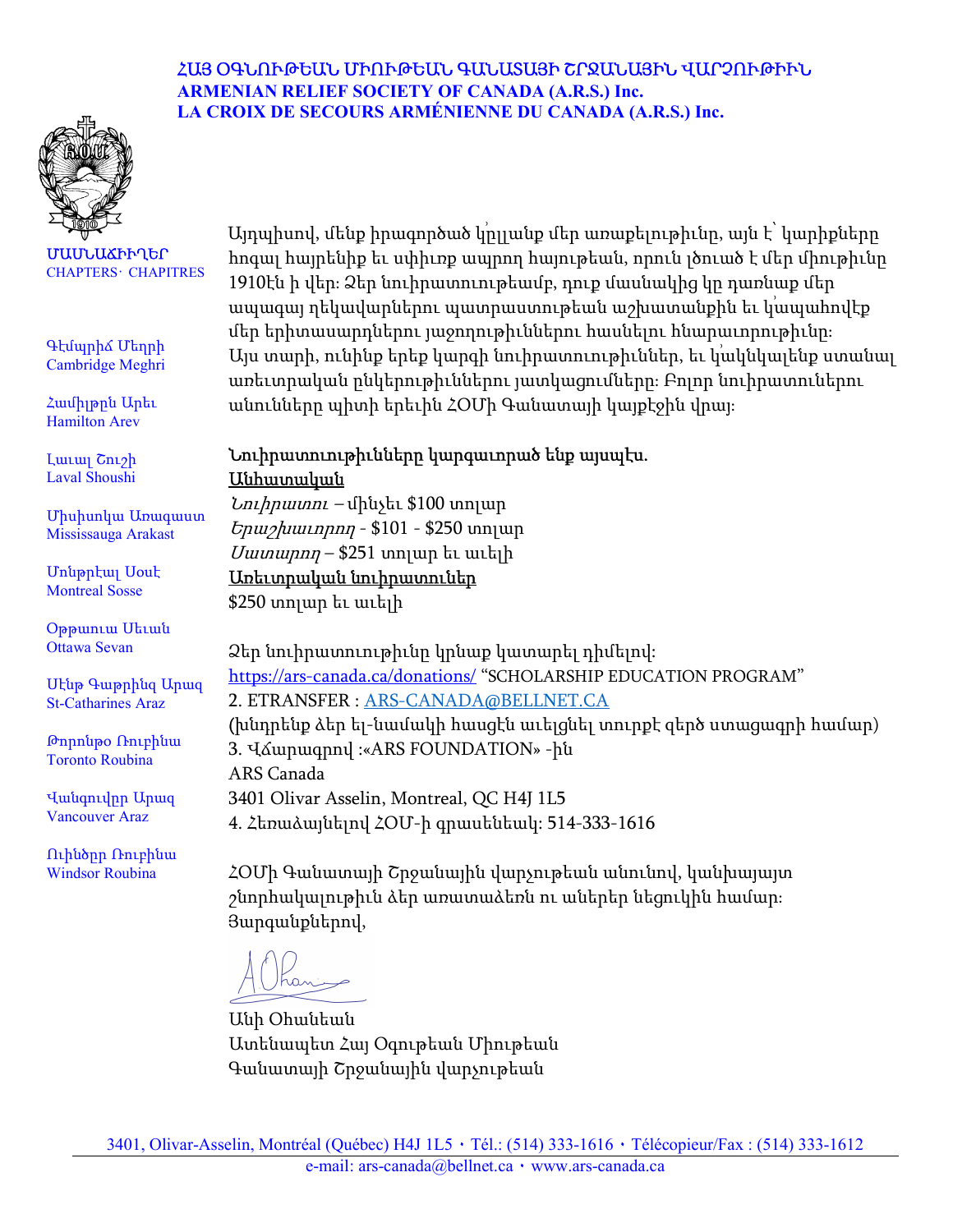ՀԱՅ ՕԳՆՈՒԹԵԱՆ ՄԻՈՒԹԵԱՆ ԳԱՆԱՏԱՅԻ ՇՐՋԱՆԱՅԻՆ ՎԱՐՉՈՒԹԻՒՆ
**ARMENIAN RELIEF SOCIETY OF CANADA (A.R.S.) Inc.**
**LA CROIX DE SECOURS ARMÉNIENNE DU CANADA (A.R.S.) Inc.**

ՄԱՍՆԱՃԻՒՂԵՐ
CHAPTERS· CHAPITRES

Գիւմրիճ Մեղրի
Cambridge Meghri

Համիլթըն Արեւ
Hamilton Arev

Լաւալ Շուշի
Laval Shoushi

Միսիսոկա Առագաստ
Mississauga Arakast

Մոնթրէալ Սօսէ
Montreal Sosse

Օթթաուա Սեւան
Ottawa Sevan

Սէնթ Գաթրինզ Արազ
St-Catharines Araz

Թորոնթօ Ռուբինա
Toronto Roubina

Վանգուվըր Արազ
Vancouver Araz

Ուինձըր Ռուբինա
Windsor Roubina

Այդպիսով, մենք իրագործած կ՚ըլլանք մեր առաքելութիւնը, այն է՝ կարիքները հոգալ հայրենիք եւ սփիւռք ապրող հայութեան, որուն լծուած է մեր միութիւնը 1910էն ի վեր։ Ձեր նուիրատուութեամբ, դուք մասնակից կը դառնաք մեր ապագայ ղեկավարներու պատրաստութեան աշխատանքին եւ կ՚ապահովէք մեր երիտասարդներու յաջողութիւններու հասնելու հնարաւորութիւնը։
Այս տարի, ունինք երեք կարգի նուիրատուութիւններ, եւ կ՚ակնկալենք ստանալ առեւտրական ընկերութիւններու յատկացումները։ Բոլոր նուիրատուներու անունները պիտի երեւին ՀՕՄի Գանատայի կայքէջին վրայ։

**Նուիրատուութիւնները կարգաւորած ենք այսպէս.**
<u>Անհատական</u>
*Նուիրատու* – մինչեւ $100 տոլար
*Երաշխաւորող* - $101 - $250 տոլար
*Սատարող* – $251 տոլար եւ աւելի
<u>Առեւտրական նուիրատուներ</u>
$250 տոլար եւ աւելի

Ձեր նուիրատուութիւնը կրնաք կատարել դիմելով։
https://ars-canada.ca/donations/ “SCHOLARSHIP EDUCATION PROGRAM”
2. ETRANSFER : ARS-CANADA@BELLNET.CA
(խնդրենք ձեր ել-նամակի հասցէն աւելցնել տուրքէ զերծ ստացագրի համար)
3. Վճարագրով :«ARS FOUNDATION» -ին
ARS Canada
3401 Olivar Asselin, Montreal, QC H4J 1L5
4. Հեռաձայնելով ՀՕՄ-ի գրասենեակ: 514-333-1616

ՀՕՄի Գանատայի Շրջանային վարչութեան անունով, կանխայայտ շնորհակալութիւն ձեր առատաձեռն ու աներեր նեցուկին համար։
Յարգանքներով,

Անի Օհանեան
Ատենապետ Հայ Օգնութեան Միութեան
Գանատայի Շրջանային վարչութեան

3401, Olivar-Asselin, Montréal (Québec) H4J 1L5 • Tél.: (514) 333-1616 • Télécopieur/Fax : (514) 333-1612
e-mail: ars-canada@bellnet.ca • www.ars-canada.ca